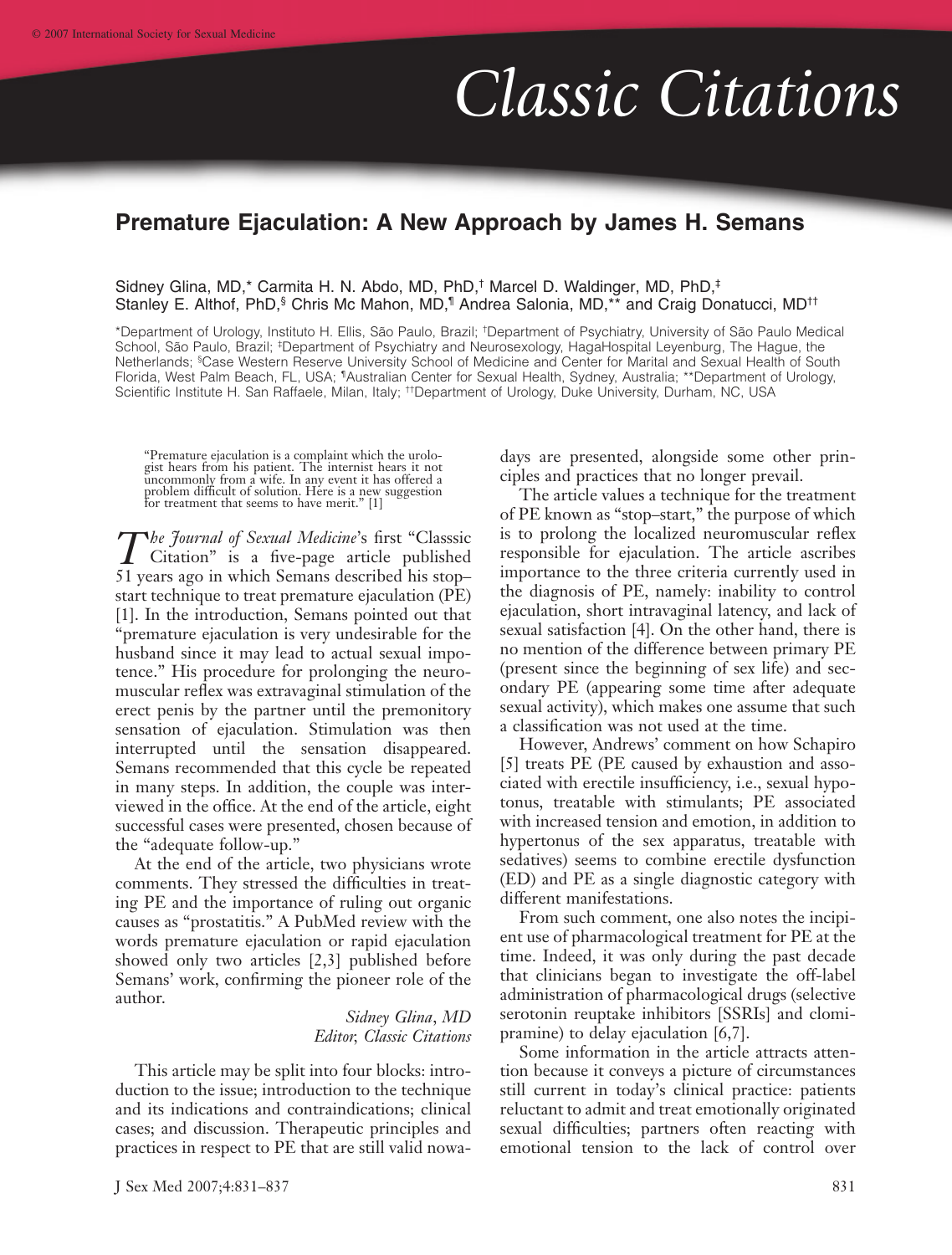# Classic Citations

## Premature Ejaculation: A New Approach by James H. Semans

Sidney Glina, MD,* Carmita H. N. Abdo, MD, PhD,† Marcel D. Waldinger, MD, PhD,‡ Stanley E. Althof, PhD,§ Chris Mc Mahon, MD,¶ Andrea Salonia, MD,** and Craig Donatucci, MD††

*Department of Urology, Instituto H. Ellis, São Paulo, Brazil; †Department of Psychiatry, University of São Paulo Medical School, São Paulo, Brazil; ‡Department of Psychiatry and Neurosexology, HagaHospital Leyenburg, The Hague, the Netherlands; §Case Western Reserve University School of Medicine and Center for Marital and Sexual Health of South Florida, West Palm Beach, FL, USA; ¶Australian Center for Sexual Health, Sydney, Australia; **Department of Urology, Scientific Institute H. San Raffaele, Milan, Italy; ††Department of Urology, Duke University, Durham, NC, USA

"Premature ejaculation is a complaint which the urologist hears from his patient. The internist hears it not uncommonly from a wife. In any event it has offered a problem difficult of solution. Here is a new suggestion for treatment that seems to have merit." [1]

*The Journal of Sexual Medicine*'s first "Classsic Citation" is a five-page article published 51 years ago in which Semans described his stop–start technique to treat premature ejaculation (PE) [1]. In the introduction, Semans pointed out that "premature ejaculation is very undesirable for the husband since it may lead to actual sexual impotence." His procedure for prolonging the neuromuscular reflex was extravaginal stimulation of the erect penis by the partner until the premonitory sensation of ejaculation. Stimulation was then interrupted until the sensation disappeared. Semans recommended that this cycle be repeated in many steps. In addition, the couple was interviewed in the office. At the end of the article, eight successful cases were presented, chosen because of the "adequate follow-up."

At the end of the article, two physicians wrote comments. They stressed the difficulties in treating PE and the importance of ruling out organic causes as "prostatitis." A PubMed review with the words premature ejaculation or rapid ejaculation showed only two articles [2,3] published before Semans' work, confirming the pioneer role of the author.

*Sidney Glina, MD*
*Editor, Classic Citations*

This article may be split into four blocks: introduction to the issue; introduction to the technique and its indications and contraindications; clinical cases; and discussion. Therapeutic principles and practices in respect to PE that are still valid nowadays are presented, alongside some other principles and practices that no longer prevail.

The article values a technique for the treatment of PE known as "stop–start," the purpose of which is to prolong the localized neuromuscular reflex responsible for ejaculation. The article ascribes importance to the three criteria currently used in the diagnosis of PE, namely: inability to control ejaculation, short intravaginal latency, and lack of sexual satisfaction [4]. On the other hand, there is no mention of the difference between primary PE (present since the beginning of sex life) and secondary PE (appearing some time after adequate sexual activity), which makes one assume that such a classification was not used at the time.

However, Andrews' comment on how Schapiro [5] treats PE (PE caused by exhaustion and associated with erectile insufficiency, i.e., sexual hypotonus, treatable with stimulants; PE associated with increased tension and emotion, in addition to hypertonus of the sex apparatus, treatable with sedatives) seems to combine erectile dysfunction (ED) and PE as a single diagnostic category with different manifestations.

From such comment, one also notes the incipient use of pharmacological treatment for PE at the time. Indeed, it was only during the past decade that clinicians began to investigate the off-label administration of pharmacological drugs (selective serotonin reuptake inhibitors [SSRIs] and clomipramine) to delay ejaculation [6,7].

Some information in the article attracts attention because it conveys a picture of circumstances still current in today's clinical practice: patients reluctant to admit and treat emotionally originated sexual difficulties; partners often reacting with emotional tension to the lack of control over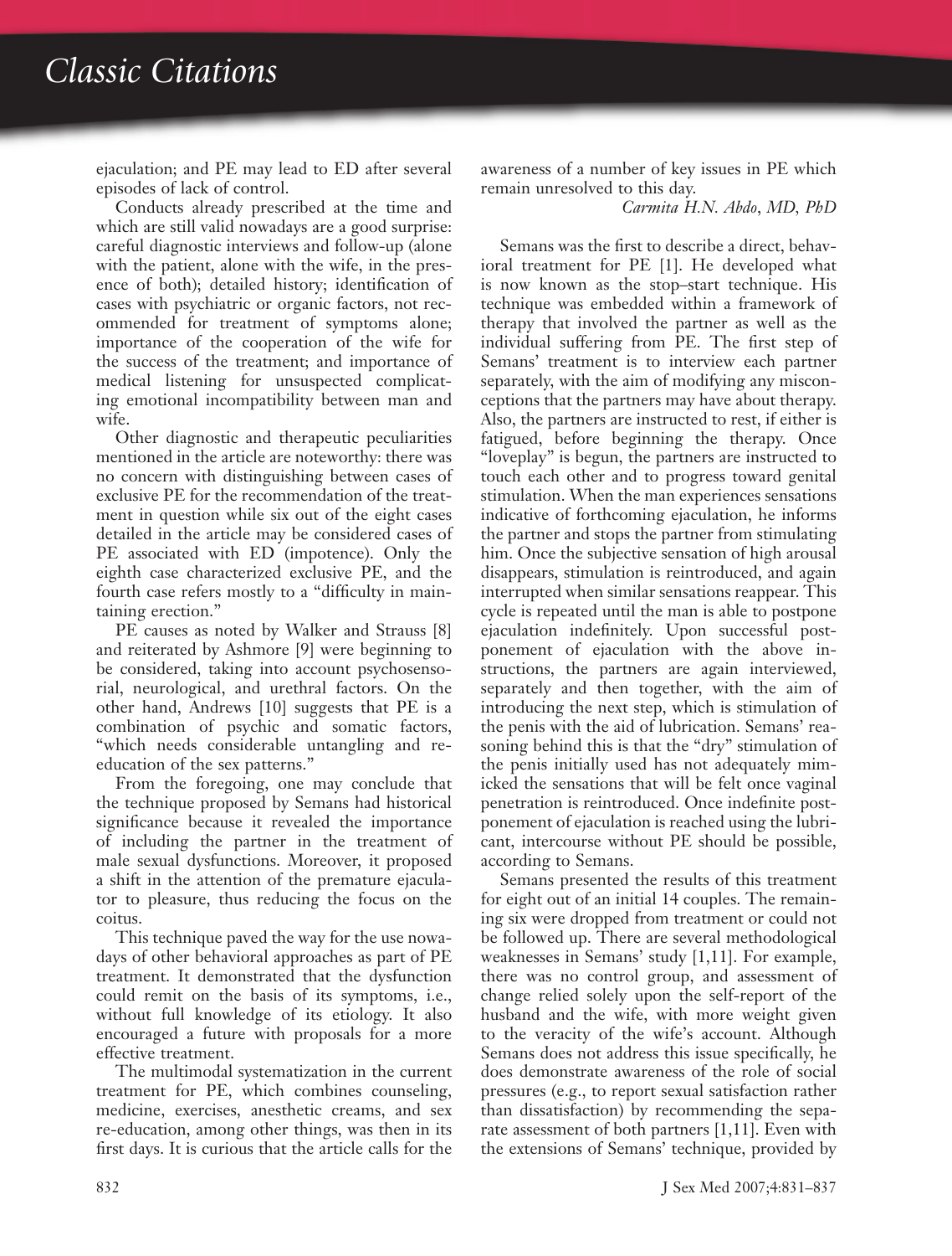ejaculation; and PE may lead to ED after several episodes of lack of control.

Conducts already prescribed at the time and which are still valid nowadays are a good surprise: careful diagnostic interviews and follow-up (alone with the patient, alone with the wife, in the presence of both); detailed history; identification of cases with psychiatric or organic factors, not recommended for treatment of symptoms alone; importance of the cooperation of the wife for the success of the treatment; and importance of medical listening for unsuspected complicating emotional incompatibility between man and wife.

Other diagnostic and therapeutic peculiarities mentioned in the article are noteworthy: there was no concern with distinguishing between cases of exclusive PE for the recommendation of the treatment in question while six out of the eight cases detailed in the article may be considered cases of PE associated with ED (impotence). Only the eighth case characterized exclusive PE, and the fourth case refers mostly to a "difficulty in maintaining erection."

PE causes as noted by Walker and Strauss [8] and reiterated by Ashmore [9] were beginning to be considered, taking into account psychosensorial, neurological, and urethral factors. On the other hand, Andrews [10] suggests that PE is a combination of psychic and somatic factors, "which needs considerable untangling and re-education of the sex patterns."

From the foregoing, one may conclude that the technique proposed by Semans had historical significance because it revealed the importance of including the partner in the treatment of male sexual dysfunctions. Moreover, it proposed a shift in the attention of the premature ejaculator to pleasure, thus reducing the focus on the coitus.

This technique paved the way for the use nowadays of other behavioral approaches as part of PE treatment. It demonstrated that the dysfunction could remit on the basis of its symptoms, i.e., without full knowledge of its etiology. It also encouraged a future with proposals for a more effective treatment.

The multimodal systematization in the current treatment for PE, which combines counseling, medicine, exercises, anesthetic creams, and sex re-education, among other things, was then in its first days. It is curious that the article calls for the awareness of a number of key issues in PE which remain unresolved to this day.

*Carmita H.N. Abdo, MD, PhD*

Semans was the first to describe a direct, behavioral treatment for PE [1]. He developed what is now known as the stop–start technique. His technique was embedded within a framework of therapy that involved the partner as well as the individual suffering from PE. The first step of Semans' treatment is to interview each partner separately, with the aim of modifying any misconceptions that the partners may have about therapy. Also, the partners are instructed to rest, if either is fatigued, before beginning the therapy. Once "loveplay" is begun, the partners are instructed to touch each other and to progress toward genital stimulation. When the man experiences sensations indicative of forthcoming ejaculation, he informs the partner and stops the partner from stimulating him. Once the subjective sensation of high arousal disappears, stimulation is reintroduced, and again interrupted when similar sensations reappear. This cycle is repeated until the man is able to postpone ejaculation indefinitely. Upon successful postponement of ejaculation with the above instructions, the partners are again interviewed, separately and then together, with the aim of introducing the next step, which is stimulation of the penis with the aid of lubrication. Semans' reasoning behind this is that the "dry" stimulation of the penis initially used has not adequately mimicked the sensations that will be felt once vaginal penetration is reintroduced. Once indefinite postponement of ejaculation is reached using the lubricant, intercourse without PE should be possible, according to Semans.

Semans presented the results of this treatment for eight out of an initial 14 couples. The remaining six were dropped from treatment or could not be followed up. There are several methodological weaknesses in Semans' study [1,11]. For example, there was no control group, and assessment of change relied solely upon the self-report of the husband and the wife, with more weight given to the veracity of the wife's account. Although Semans does not address this issue specifically, he does demonstrate awareness of the role of social pressures (e.g., to report sexual satisfaction rather than dissatisfaction) by recommending the separate assessment of both partners [1,11]. Even with the extensions of Semans' technique, provided by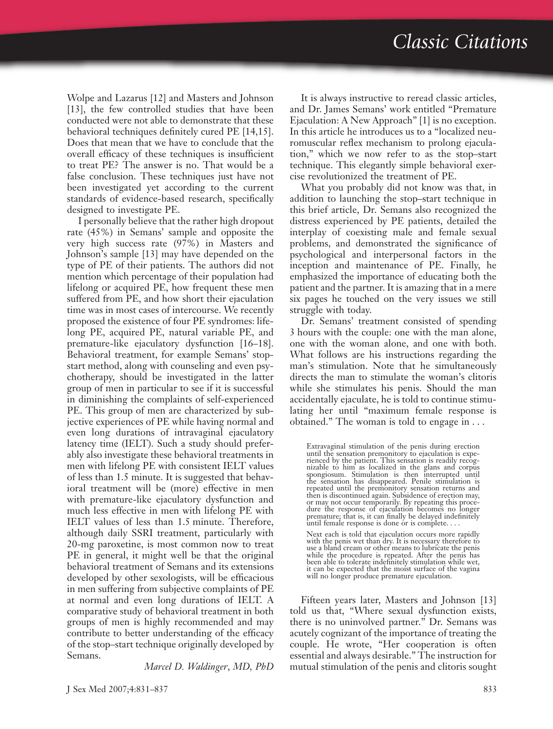Wolpe and Lazarus [12] and Masters and Johnson [13], the few controlled studies that have been conducted were not able to demonstrate that these behavioral techniques definitely cured PE [14,15]. Does that mean that we have to conclude that the overall efficacy of these techniques is insufficient to treat PE? The answer is no. That would be a false conclusion. These techniques just have not been investigated yet according to the current standards of evidence-based research, specifically designed to investigate PE.

I personally believe that the rather high dropout rate (45%) in Semans' sample and opposite the very high success rate (97%) in Masters and Johnson's sample [13] may have depended on the type of PE of their patients. The authors did not mention which percentage of their population had lifelong or acquired PE, how frequent these men suffered from PE, and how short their ejaculation time was in most cases of intercourse. We recently proposed the existence of four PE syndromes: lifelong PE, acquired PE, natural variable PE, and premature-like ejaculatory dysfunction [16–18]. Behavioral treatment, for example Semans' stop-start method, along with counseling and even psychotherapy, should be investigated in the latter group of men in particular to see if it is successful in diminishing the complaints of self-experienced PE. This group of men are characterized by subjective experiences of PE while having normal and even long durations of intravaginal ejaculatory latency time (IELT). Such a study should preferably also investigate these behavioral treatments in men with lifelong PE with consistent IELT values of less than 1.5 minute. It is suggested that behavioral treatment will be (more) effective in men with premature-like ejaculatory dysfunction and much less effective in men with lifelong PE with IELT values of less than 1.5 minute. Therefore, although daily SSRI treatment, particularly with 20-mg paroxetine, is most common now to treat PE in general, it might well be that the original behavioral treatment of Semans and its extensions developed by other sexologists, will be efficacious in men suffering from subjective complaints of PE at normal and even long durations of IELT. A comparative study of behavioral treatment in both groups of men is highly recommended and may contribute to better understanding of the efficacy of the stop–start technique originally developed by Semans.

*Marcel D. Waldinger, MD, PhD*

It is always instructive to reread classic articles, and Dr. James Semans' work entitled "Premature Ejaculation: A New Approach" [1] is no exception. In this article he introduces us to a "localized neuromuscular reflex mechanism to prolong ejaculation," which we now refer to as the stop–start technique. This elegantly simple behavioral exercise revolutionized the treatment of PE.

What you probably did not know was that, in addition to launching the stop–start technique in this brief article, Dr. Semans also recognized the distress experienced by PE patients, detailed the interplay of coexisting male and female sexual problems, and demonstrated the significance of psychological and interpersonal factors in the inception and maintenance of PE. Finally, he emphasized the importance of educating both the patient and the partner. It is amazing that in a mere six pages he touched on the very issues we still struggle with today.

Dr. Semans' treatment consisted of spending 3 hours with the couple: one with the man alone, one with the woman alone, and one with both. What follows are his instructions regarding the man's stimulation. Note that he simultaneously directs the man to stimulate the woman's clitoris while she stimulates his penis. Should the man accidentally ejaculate, he is told to continue stimulating her until "maximum female response is obtained." The woman is told to engage in . . .

> Extravaginal stimulation of the penis during erection until the sensation premonitory to ejaculation is experienced by the patient. This sensation is readily recognizable to him as localized in the glans and corpus spongiosum. Stimulation is then interrupted until the sensation has disappeared. Penile stimulation is repeated until the premonitory sensation returns and then is discontinued again. Subsidence of erection may, or may not occur temporarily. By repeating this procedure the response of ejaculation becomes no longer premature; that is, it can finally be delayed indefinitely until female response is done or is complete. . . .
>
> Next each is told that ejaculation occurs more rapidly with the penis wet than dry. It is necessary therefore to use a bland cream or other means to lubricate the penis while the procedure is repeated. After the penis has been able to tolerate indefinitely stimulation while wet, it can be expected that the moist surface of the vagina will no longer produce premature ejaculation.

Fifteen years later, Masters and Johnson [13] told us that, "Where sexual dysfunction exists, there is no uninvolved partner." Dr. Semans was acutely cognizant of the importance of treating the couple. He wrote, "Her cooperation is often essential and always desirable." The instruction for mutual stimulation of the penis and clitoris sought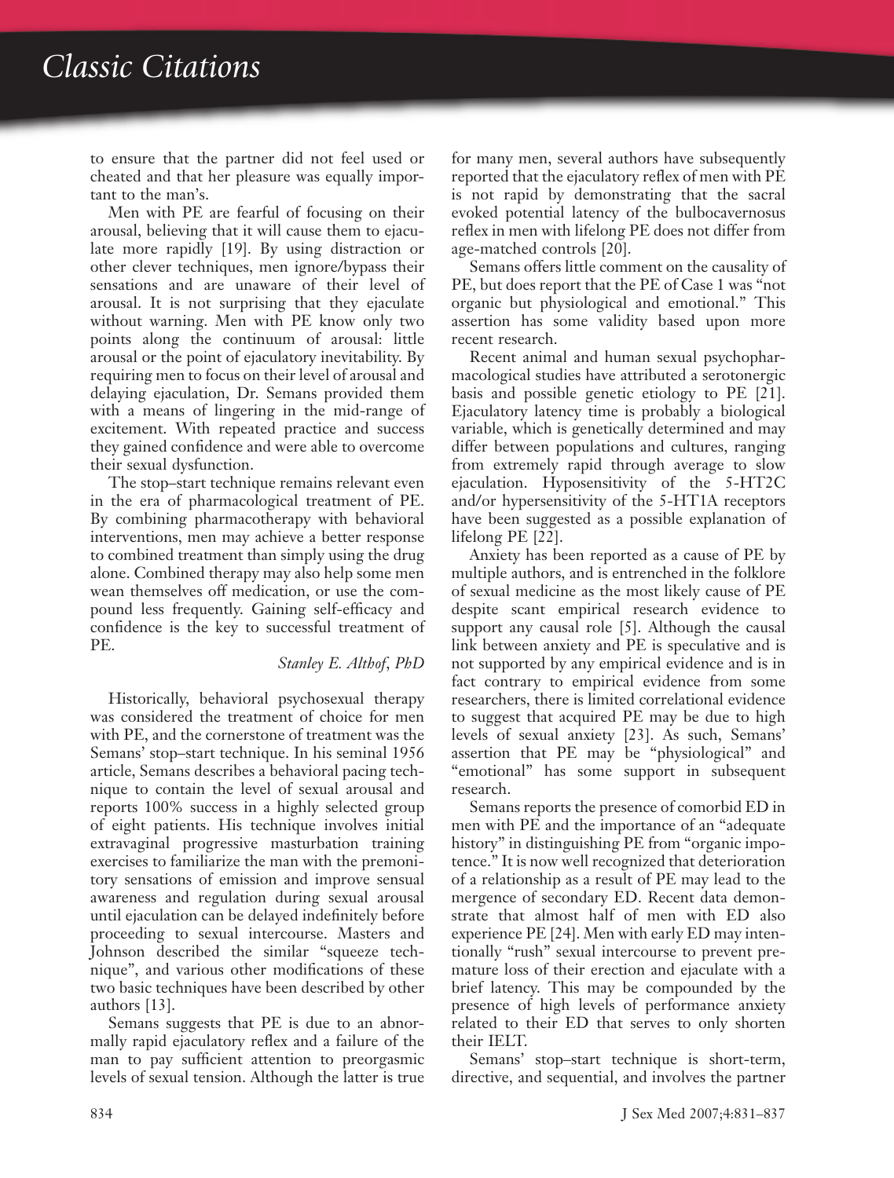to ensure that the partner did not feel used or cheated and that her pleasure was equally important to the man's.

Men with PE are fearful of focusing on their arousal, believing that it will cause them to ejaculate more rapidly [19]. By using distraction or other clever techniques, men ignore/bypass their sensations and are unaware of their level of arousal. It is not surprising that they ejaculate without warning. Men with PE know only two points along the continuum of arousal: little arousal or the point of ejaculatory inevitability. By requiring men to focus on their level of arousal and delaying ejaculation, Dr. Semans provided them with a means of lingering in the mid-range of excitement. With repeated practice and success they gained confidence and were able to overcome their sexual dysfunction.

The stop–start technique remains relevant even in the era of pharmacological treatment of PE. By combining pharmacotherapy with behavioral interventions, men may achieve a better response to combined treatment than simply using the drug alone. Combined therapy may also help some men wean themselves off medication, or use the compound less frequently. Gaining self-efficacy and confidence is the key to successful treatment of PE.

*Stanley E. Althof, PhD*

Historically, behavioral psychosexual therapy was considered the treatment of choice for men with PE, and the cornerstone of treatment was the Semans' stop–start technique. In his seminal 1956 article, Semans describes a behavioral pacing technique to contain the level of sexual arousal and reports 100% success in a highly selected group of eight patients. His technique involves initial extravaginal progressive masturbation training exercises to familiarize the man with the premonitory sensations of emission and improve sensual awareness and regulation during sexual arousal until ejaculation can be delayed indefinitely before proceeding to sexual intercourse. Masters and Johnson described the similar "squeeze technique", and various other modifications of these two basic techniques have been described by other authors [13].

Semans suggests that PE is due to an abnormally rapid ejaculatory reflex and a failure of the man to pay sufficient attention to preorgasmic levels of sexual tension. Although the latter is true for many men, several authors have subsequently reported that the ejaculatory reflex of men with PE is not rapid by demonstrating that the sacral evoked potential latency of the bulbocavernosus reflex in men with lifelong PE does not differ from age-matched controls [20].

Semans offers little comment on the causality of PE, but does report that the PE of Case 1 was "not organic but physiological and emotional." This assertion has some validity based upon more recent research.

Recent animal and human sexual psychopharmacological studies have attributed a serotonergic basis and possible genetic etiology to PE [21]. Ejaculatory latency time is probably a biological variable, which is genetically determined and may differ between populations and cultures, ranging from extremely rapid through average to slow ejaculation. Hyposensitivity of the 5-HT2C and/or hypersensitivity of the 5-HT1A receptors have been suggested as a possible explanation of lifelong PE [22].

Anxiety has been reported as a cause of PE by multiple authors, and is entrenched in the folklore of sexual medicine as the most likely cause of PE despite scant empirical research evidence to support any causal role [5]. Although the causal link between anxiety and PE is speculative and is not supported by any empirical evidence and is in fact contrary to empirical evidence from some researchers, there is limited correlational evidence to suggest that acquired PE may be due to high levels of sexual anxiety [23]. As such, Semans' assertion that PE may be "physiological" and "emotional" has some support in subsequent research.

Semans reports the presence of comorbid ED in men with PE and the importance of an "adequate history" in distinguishing PE from "organic impotence." It is now well recognized that deterioration of a relationship as a result of PE may lead to the mergence of secondary ED. Recent data demonstrate that almost half of men with ED also experience PE [24]. Men with early ED may intentionally "rush" sexual intercourse to prevent premature loss of their erection and ejaculate with a brief latency. This may be compounded by the presence of high levels of performance anxiety related to their ED that serves to only shorten their IELT.

Semans' stop–start technique is short-term, directive, and sequential, and involves the partner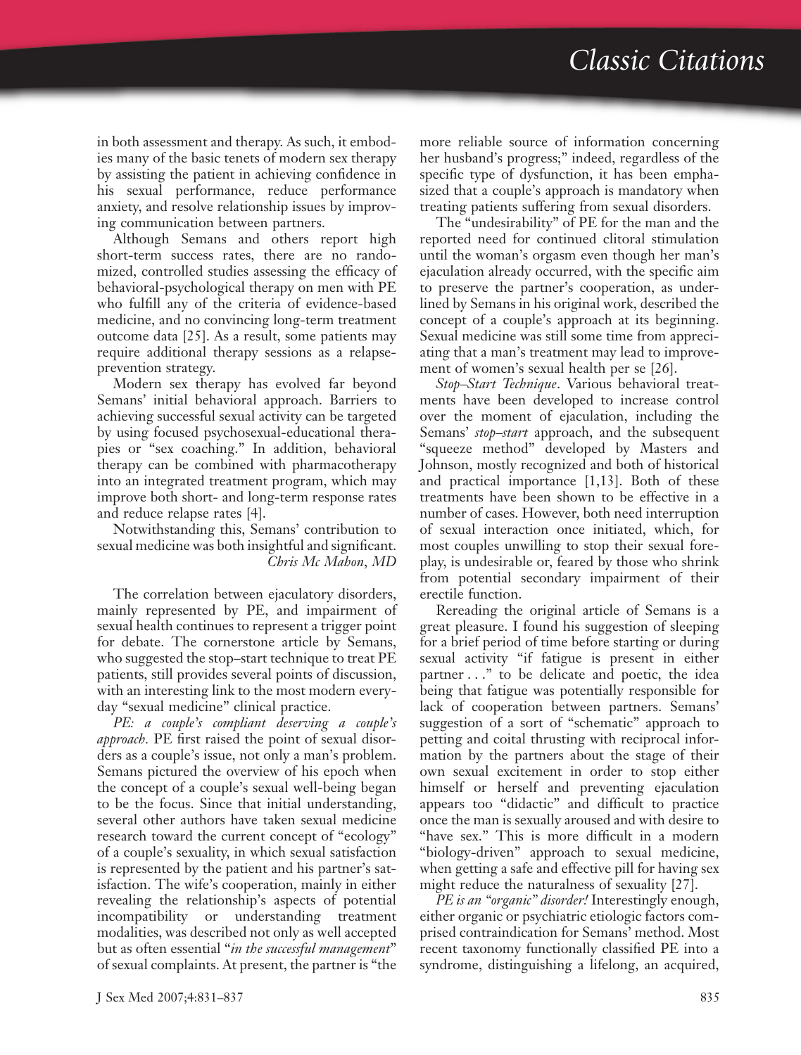in both assessment and therapy. As such, it embodies many of the basic tenets of modern sex therapy by assisting the patient in achieving confidence in his sexual performance, reduce performance anxiety, and resolve relationship issues by improving communication between partners.

Although Semans and others report high short-term success rates, there are no randomized, controlled studies assessing the efficacy of behavioral-psychological therapy on men with PE who fulfill any of the criteria of evidence-based medicine, and no convincing long-term treatment outcome data [25]. As a result, some patients may require additional therapy sessions as a relapse-prevention strategy.

Modern sex therapy has evolved far beyond Semans' initial behavioral approach. Barriers to achieving successful sexual activity can be targeted by using focused psychosexual-educational therapies or "sex coaching." In addition, behavioral therapy can be combined with pharmacotherapy into an integrated treatment program, which may improve both short- and long-term response rates and reduce relapse rates [4].

Notwithstanding this, Semans' contribution to sexual medicine was both insightful and significant.

*Chris Mc Mahon, MD*

The correlation between ejaculatory disorders, mainly represented by PE, and impairment of sexual health continues to represent a trigger point for debate. The cornerstone article by Semans, who suggested the stop–start technique to treat PE patients, still provides several points of discussion, with an interesting link to the most modern everyday "sexual medicine" clinical practice.

*PE: a couple's compliant deserving a couple's approach.* PE first raised the point of sexual disorders as a couple's issue, not only a man's problem. Semans pictured the overview of his epoch when the concept of a couple's sexual well-being began to be the focus. Since that initial understanding, several other authors have taken sexual medicine research toward the current concept of "ecology" of a couple's sexuality, in which sexual satisfaction is represented by the patient and his partner's satisfaction. The wife's cooperation, mainly in either revealing the relationship's aspects of potential incompatibility or understanding treatment modalities, was described not only as well accepted but as often essential "*in the successful management*" of sexual complaints. At present, the partner is "the more reliable source of information concerning her husband's progress;" indeed, regardless of the specific type of dysfunction, it has been emphasized that a couple's approach is mandatory when treating patients suffering from sexual disorders.

The "undesirability" of PE for the man and the reported need for continued clitoral stimulation until the woman's orgasm even though her man's ejaculation already occurred, with the specific aim to preserve the partner's cooperation, as underlined by Semans in his original work, described the concept of a couple's approach at its beginning. Sexual medicine was still some time from appreciating that a man's treatment may lead to improvement of women's sexual health per se [26].

*Stop–Start Technique*. Various behavioral treatments have been developed to increase control over the moment of ejaculation, including the Semans' *stop–start* approach, and the subsequent "squeeze method" developed by Masters and Johnson, mostly recognized and both of historical and practical importance [1,13]. Both of these treatments have been shown to be effective in a number of cases. However, both need interruption of sexual interaction once initiated, which, for most couples unwilling to stop their sexual foreplay, is undesirable or, feared by those who shrink from potential secondary impairment of their erectile function.

Rereading the original article of Semans is a great pleasure. I found his suggestion of sleeping for a brief period of time before starting or during sexual activity "if fatigue is present in either partner . . ." to be delicate and poetic, the idea being that fatigue was potentially responsible for lack of cooperation between partners. Semans' suggestion of a sort of "schematic" approach to petting and coital thrusting with reciprocal information by the partners about the stage of their own sexual excitement in order to stop either himself or herself and preventing ejaculation appears too "didactic" and difficult to practice once the man is sexually aroused and with desire to "have sex." This is more difficult in a modern "biology-driven" approach to sexual medicine, when getting a safe and effective pill for having sex might reduce the naturalness of sexuality [27].

*PE is an "organic" disorder!* Interestingly enough, either organic or psychiatric etiologic factors comprised contraindication for Semans' method. Most recent taxonomy functionally classified PE into a syndrome, distinguishing a lifelong, an acquired,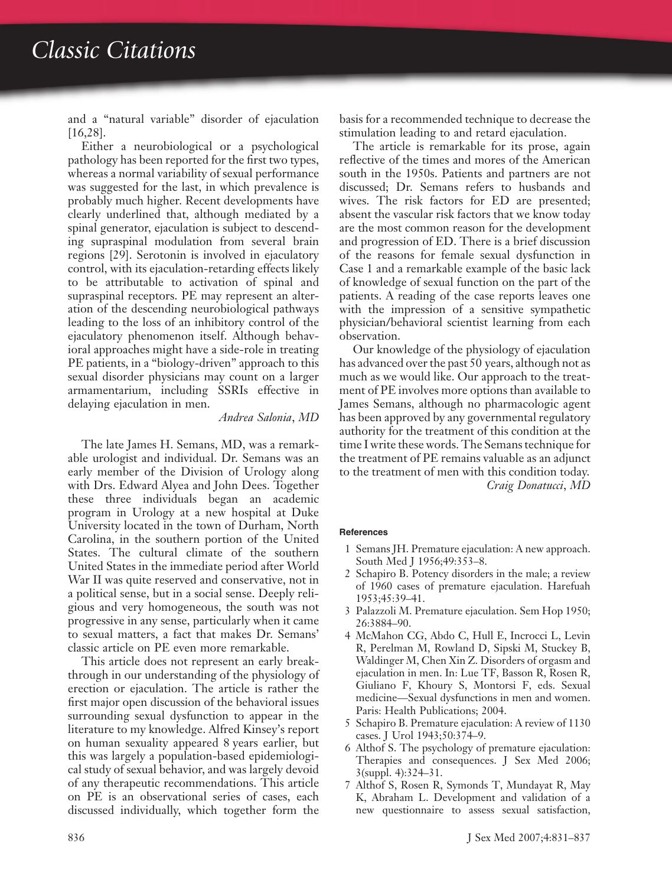and a "natural variable" disorder of ejaculation [16,28].

Either a neurobiological or a psychological pathology has been reported for the first two types, whereas a normal variability of sexual performance was suggested for the last, in which prevalence is probably much higher. Recent developments have clearly underlined that, although mediated by a spinal generator, ejaculation is subject to descending supraspinal modulation from several brain regions [29]. Serotonin is involved in ejaculatory control, with its ejaculation-retarding effects likely to be attributable to activation of spinal and supraspinal receptors. PE may represent an alteration of the descending neurobiological pathways leading to the loss of an inhibitory control of the ejaculatory phenomenon itself. Although behavioral approaches might have a side-role in treating PE patients, in a "biology-driven" approach to this sexual disorder physicians may count on a larger armamentarium, including SSRIs effective in delaying ejaculation in men.

*Andrea Salonia, MD*

The late James H. Semans, MD, was a remarkable urologist and individual. Dr. Semans was an early member of the Division of Urology along with Drs. Edward Alyea and John Dees. Together these three individuals began an academic program in Urology at a new hospital at Duke University located in the town of Durham, North Carolina, in the southern portion of the United States. The cultural climate of the southern United States in the immediate period after World War II was quite reserved and conservative, not in a political sense, but in a social sense. Deeply religious and very homogeneous, the south was not progressive in any sense, particularly when it came to sexual matters, a fact that makes Dr. Semans' classic article on PE even more remarkable.

This article does not represent an early breakthrough in our understanding of the physiology of erection or ejaculation. The article is rather the first major open discussion of the behavioral issues surrounding sexual dysfunction to appear in the literature to my knowledge. Alfred Kinsey's report on human sexuality appeared 8 years earlier, but this was largely a population-based epidemiological study of sexual behavior, and was largely devoid of any therapeutic recommendations. This article on PE is an observational series of cases, each discussed individually, which together form the basis for a recommended technique to decrease the stimulation leading to and retard ejaculation.

The article is remarkable for its prose, again reflective of the times and mores of the American south in the 1950s. Patients and partners are not discussed; Dr. Semans refers to husbands and wives. The risk factors for ED are presented; absent the vascular risk factors that we know today are the most common reason for the development and progression of ED. There is a brief discussion of the reasons for female sexual dysfunction in Case 1 and a remarkable example of the basic lack of knowledge of sexual function on the part of the patients. A reading of the case reports leaves one with the impression of a sensitive sympathetic physician/behavioral scientist learning from each observation.

Our knowledge of the physiology of ejaculation has advanced over the past 50 years, although not as much as we would like. Our approach to the treatment of PE involves more options than available to James Semans, although no pharmacologic agent has been approved by any governmental regulatory authority for the treatment of this condition at the time I write these words. The Semans technique for the treatment of PE remains valuable as an adjunct to the treatment of men with this condition today.

*Craig Donatucci, MD*

#### References

1. Semans JH. Premature ejaculation: A new approach. South Med J 1956;49:353–8.
2. Schapiro B. Potency disorders in the male; a review of 1960 cases of premature ejaculation. Harefuah 1953;45:39–41.
3. Palazzoli M. Premature ejaculation. Sem Hop 1950; 26:3884–90.
4. McMahon CG, Abdo C, Hull E, Incrocci L, Levin R, Perelman M, Rowland D, Sipski M, Stuckey B, Waldinger M, Chen Xin Z. Disorders of orgasm and ejaculation in men. In: Lue TF, Basson R, Rosen R, Giuliano F, Khoury S, Montorsi F, eds. Sexual medicine—Sexual dysfunctions in men and women. Paris: Health Publications; 2004.
5. Schapiro B. Premature ejaculation: A review of 1130 cases. J Urol 1943;50:374–9.
6. Althof S. The psychology of premature ejaculation: Therapies and consequences. J Sex Med 2006; 3(suppl. 4):324–31.
7. Althof S, Rosen R, Symonds T, Mundayat R, May K, Abraham L. Development and validation of a new questionnaire to assess sexual satisfaction,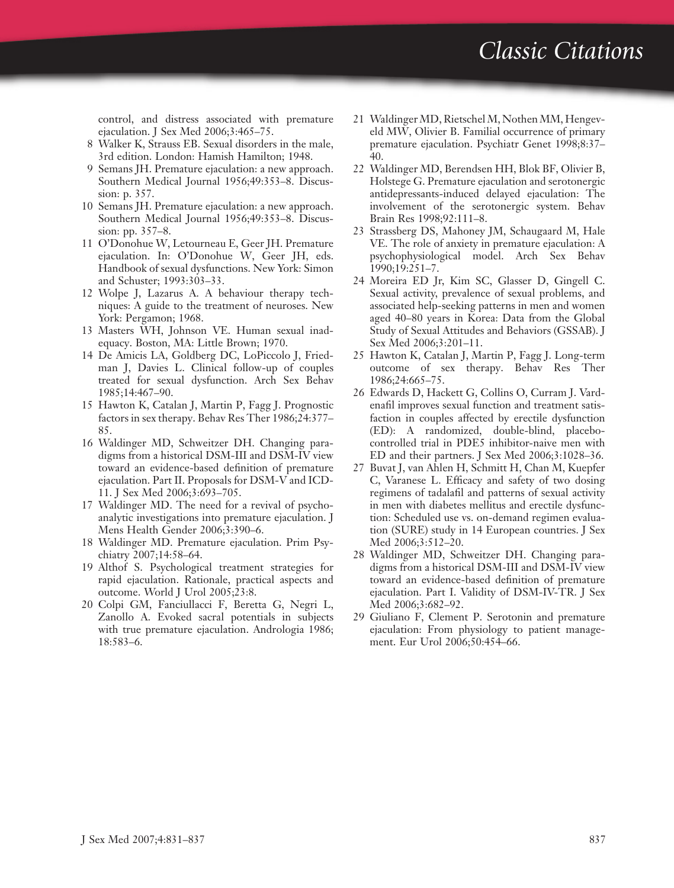control, and distress associated with premature ejaculation. J Sex Med 2006;3:465–75.

8 Walker K, Strauss EB. Sexual disorders in the male, 3rd edition. London: Hamish Hamilton; 1948.
9 Semans JH. Premature ejaculation: a new approach. Southern Medical Journal 1956;49:353–8. Discussion: p. 357.
10 Semans JH. Premature ejaculation: a new approach. Southern Medical Journal 1956;49:353–8. Discussion: pp. 357–8.
11 O'Donohue W, Letourneau E, Geer JH. Premature ejaculation. In: O'Donohue W, Geer JH, eds. Handbook of sexual dysfunctions. New York: Simon and Schuster; 1993:303–33.
12 Wolpe J, Lazarus A. A behaviour therapy techniques: A guide to the treatment of neuroses. New York: Pergamon; 1968.
13 Masters WH, Johnson VE. Human sexual inadequacy. Boston, MA: Little Brown; 1970.
14 De Amicis LA, Goldberg DC, LoPiccolo J, Friedman J, Davies L. Clinical follow-up of couples treated for sexual dysfunction. Arch Sex Behav 1985;14:467–90.
15 Hawton K, Catalan J, Martin P, Fagg J. Prognostic factors in sex therapy. Behav Res Ther 1986;24:377–85.
16 Waldinger MD, Schweitzer DH. Changing paradigms from a historical DSM-III and DSM-IV view toward an evidence-based definition of premature ejaculation. Part II. Proposals for DSM-V and ICD-11. J Sex Med 2006;3:693–705.
17 Waldinger MD. The need for a revival of psychoanalytic investigations into premature ejaculation. J Mens Health Gender 2006;3:390–6.
18 Waldinger MD. Premature ejaculation. Prim Psychiatry 2007;14:58–64.
19 Althof S. Psychological treatment strategies for rapid ejaculation. Rationale, practical aspects and outcome. World J Urol 2005;23:8.
20 Colpi GM, Fanciullacci F, Beretta G, Negri L, Zanollo A. Evoked sacral potentials in subjects with true premature ejaculation. Andrologia 1986; 18:583–6.
21 Waldinger MD, Rietschel M, Nothen MM, Hengeveld MW, Olivier B. Familial occurrence of primary premature ejaculation. Psychiatr Genet 1998;8:37–40.
22 Waldinger MD, Berendsen HH, Blok BF, Olivier B, Holstege G. Premature ejaculation and serotonergic antidepressants-induced delayed ejaculation: The involvement of the serotonergic system. Behav Brain Res 1998;92:111–8.
23 Strassberg DS, Mahoney JM, Schaugaard M, Hale VE. The role of anxiety in premature ejaculation: A psychophysiological model. Arch Sex Behav 1990;19:251–7.
24 Moreira ED Jr, Kim SC, Glasser D, Gingell C. Sexual activity, prevalence of sexual problems, and associated help-seeking patterns in men and women aged 40–80 years in Korea: Data from the Global Study of Sexual Attitudes and Behaviors (GSSAB). J Sex Med 2006;3:201–11.
25 Hawton K, Catalan J, Martin P, Fagg J. Long-term outcome of sex therapy. Behav Res Ther 1986;24:665–75.
26 Edwards D, Hackett G, Collins O, Curram J. Vardenafil improves sexual function and treatment satisfaction in couples affected by erectile dysfunction (ED): A randomized, double-blind, placebo-controlled trial in PDE5 inhibitor-naive men with ED and their partners. J Sex Med 2006;3:1028–36.
27 Buvat J, van Ahlen H, Schmitt H, Chan M, Kuepfer C, Varanese L. Efficacy and safety of two dosing regimens of tadalafil and patterns of sexual activity in men with diabetes mellitus and erectile dysfunction: Scheduled use vs. on-demand regimen evaluation (SURE) study in 14 European countries. J Sex Med 2006;3:512–20.
28 Waldinger MD, Schweitzer DH. Changing paradigms from a historical DSM-III and DSM-IV view toward an evidence-based definition of premature ejaculation. Part I. Validity of DSM-IV-TR. J Sex Med 2006;3:682–92.
29 Giuliano F, Clement P. Serotonin and premature ejaculation: From physiology to patient management. Eur Urol 2006;50:454–66.